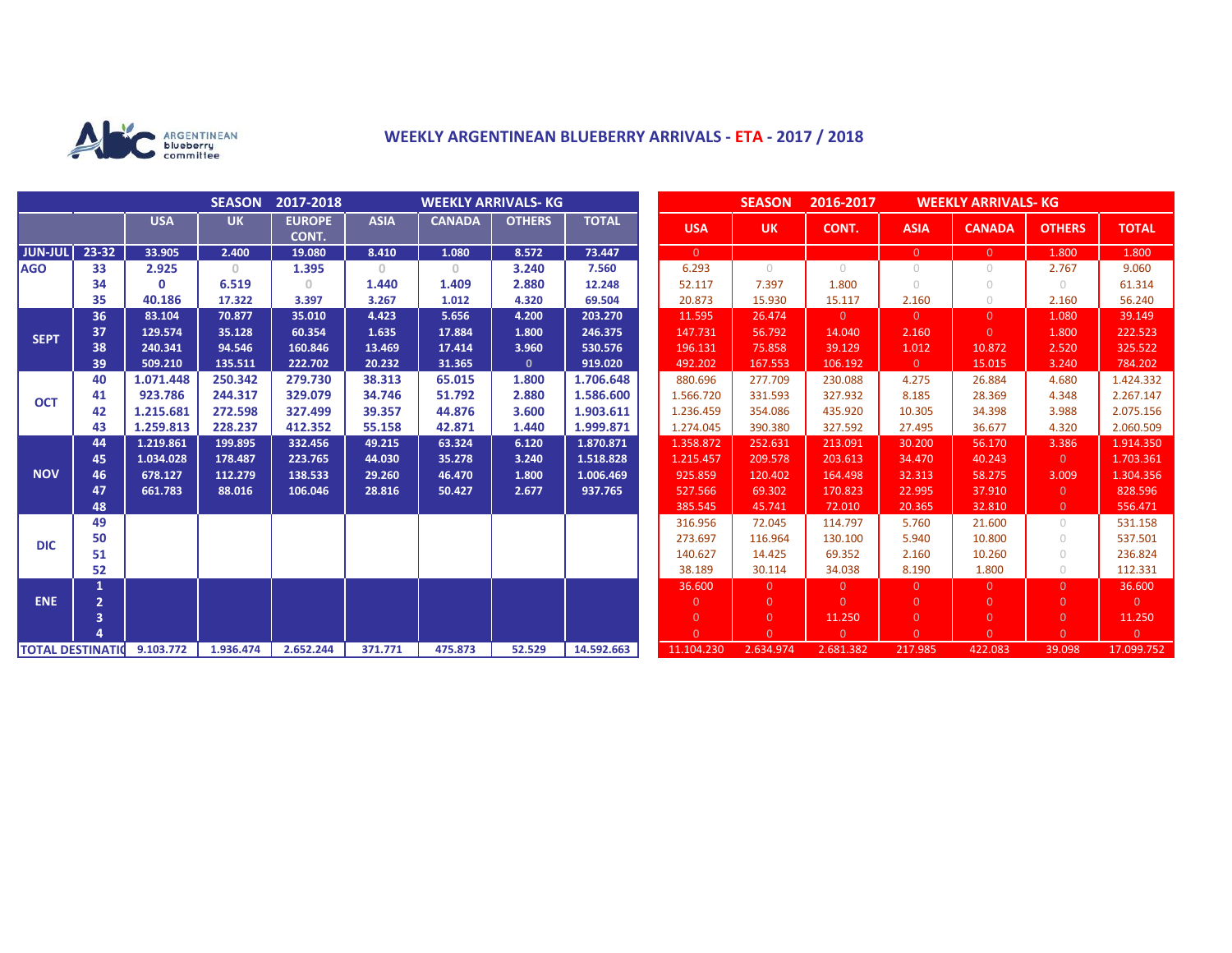ARGENTINEAN blueberry committee

# WEEKLY ARGENTINEAN BLUEBERRY ARRIVALS - ETA - 2017 / 2018

| | | SEASON 2017-2018 WEEKLY ARRIVALS- KG | | | | | | | SEASON 2016-2017 WEEKLY ARRIVALS- KG | | | | | | |
|---|---|---|---|---|---|---|---|---|---|---|---|---|---|---|---|
| | | USA | UK | EUROPE CONT. | ASIA | CANADA | OTHERS | TOTAL | USA | UK | CONT. | ASIA | CANADA | OTHERS | TOTAL |
| JUN-JUL | 23-32 | 33.905 | 2.400 | 19.080 | 8.410 | 1.080 | 8.572 | 73.447 | 0 | | | 0 | 0 | 1.800 | 1.800 |
| AGO | 33 | 2.925 | 0 | 1.395 | 0 | 0 | 3.240 | 7.560 | 6.293 | 0 | 0 | 0 | 0 | 2.767 | 9.060 |
| | 34 | 0 | 6.519 | 0 | 1.440 | 1.409 | 2.880 | 12.248 | 52.117 | 7.397 | 1.800 | 0 | 0 | 0 | 61.314 |
| | 35 | 40.186 | 17.322 | 3.397 | 3.267 | 1.012 | 4.320 | 69.504 | 20.873 | 15.930 | 15.117 | 2.160 | 0 | 2.160 | 56.240 |
| SEPT | 36 | 83.104 | 70.877 | 35.010 | 4.423 | 5.656 | 4.200 | 203.270 | 11.595 | 26.474 | 0 | 0 | 0 | 1.080 | 39.149 |
| | 37 | 129.574 | 35.128 | 60.354 | 1.635 | 17.884 | 1.800 | 246.375 | 147.731 | 56.792 | 14.040 | 2.160 | 0 | 1.800 | 222.523 |
| | 38 | 240.341 | 94.546 | 160.846 | 13.469 | 17.414 | 3.960 | 530.576 | 196.131 | 75.858 | 39.129 | 1.012 | 10.872 | 2.520 | 325.522 |
| | 39 | 509.210 | 135.511 | 222.702 | 20.232 | 31.365 | 0 | 919.020 | 492.202 | 167.553 | 106.192 | 0 | 15.015 | 3.240 | 784.202 |
| OCT | 40 | 1.071.448 | 250.342 | 279.730 | 38.313 | 65.015 | 1.800 | 1.706.648 | 880.696 | 277.709 | 230.088 | 4.275 | 26.884 | 4.680 | 1.424.332 |
| | 41 | 923.786 | 244.317 | 329.079 | 34.746 | 51.792 | 2.880 | 1.586.600 | 1.566.720 | 331.593 | 327.932 | 8.185 | 28.369 | 4.348 | 2.267.147 |
| | 42 | 1.215.681 | 272.598 | 327.499 | 39.357 | 44.876 | 3.600 | 1.903.611 | 1.236.459 | 354.086 | 435.920 | 10.305 | 34.398 | 3.988 | 2.075.156 |
| | 43 | 1.259.813 | 228.237 | 412.352 | 55.158 | 42.871 | 1.440 | 1.999.871 | 1.274.045 | 390.380 | 327.592 | 27.495 | 36.677 | 4.320 | 2.060.509 |
| NOV | 44 | 1.219.861 | 199.895 | 332.456 | 49.215 | 63.324 | 6.120 | 1.870.871 | 1.358.872 | 252.631 | 213.091 | 30.200 | 56.170 | 3.386 | 1.914.350 |
| | 45 | 1.034.028 | 178.487 | 223.765 | 44.030 | 35.278 | 3.240 | 1.518.828 | 1.215.457 | 209.578 | 203.613 | 34.470 | 40.243 | 0 | 1.703.361 |
| | 46 | 678.127 | 112.279 | 138.533 | 29.260 | 46.470 | 1.800 | 1.006.469 | 925.859 | 120.402 | 164.498 | 32.313 | 58.275 | 3.009 | 1.304.356 |
| | 47 | 661.783 | 88.016 | 106.046 | 28.816 | 50.427 | 2.677 | 937.765 | 527.566 | 69.302 | 170.823 | 22.995 | 37.910 | 0 | 828.596 |
| | 48 | | | | | | | | 385.545 | 45.741 | 72.010 | 20.365 | 32.810 | 0 | 556.471 |
| DIC | 49 | | | | | | | | 316.956 | 72.045 | 114.797 | 5.760 | 21.600 | 0 | 531.158 |
| | 50 | | | | | | | | 273.697 | 116.964 | 130.100 | 5.940 | 10.800 | 0 | 537.501 |
| | 51 | | | | | | | | 140.627 | 14.425 | 69.352 | 2.160 | 10.260 | 0 | 236.824 |
| | 52 | | | | | | | | 38.189 | 30.114 | 34.038 | 8.190 | 1.800 | 0 | 112.331 |
| ENE | 1 | | | | | | | | 36.600 | 0 | 0 | 0 | 0 | 0 | 36.600 |
| | 2 | | | | | | | | 0 | 0 | 0 | 0 | 0 | 0 | 0 |
| | 3 | | | | | | | | 0 | 0 | 11.250 | 0 | 0 | 0 | 11.250 |
| | 4 | | | | | | | | 0 | 0 | 0 | 0 | 0 | 0 | 0 |
| TOTAL DESTINATIO | | 9.103.772 | 1.936.474 | 2.652.244 | 371.771 | 475.873 | 52.529 | 14.592.663 | 11.104.230 | 2.634.974 | 2.681.382 | 217.985 | 422.083 | 39.098 | 17.099.752 |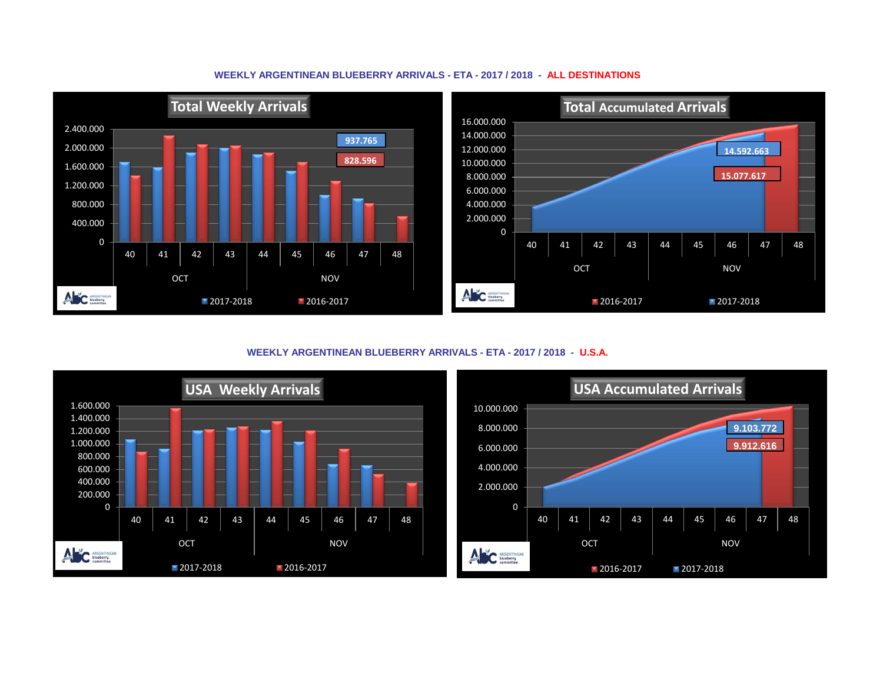## WEEKLY ARGENTINEAN BLUEBERRY ARRIVALS - ETA - 2017 / 2018 - ALL DESTINATIONS

### Total Weekly Arrivals

937.765

828.596

40 41 42 43 44 45 46 47 48

OCT NOV

2017-2018 2016-2017

### Total Accumulated Arrivals

14.592.663

15.077.617

40 41 42 43 44 45 46 47 48

OCT NOV

2016-2017 2017-2018

## WEEKLY ARGENTINEAN BLUEBERRY ARRIVALS - ETA - 2017 / 2018 - U.S.A.

### USA Weekly Arrivals

40 41 42 43 44 45 46 47 48

OCT NOV

2017-2018 2016-2017

### USA Accumulated Arrivals

9.103.772

9.912.616

40 41 42 43 44 45 46 47 48

OCT NOV

2016-2017 2017-2018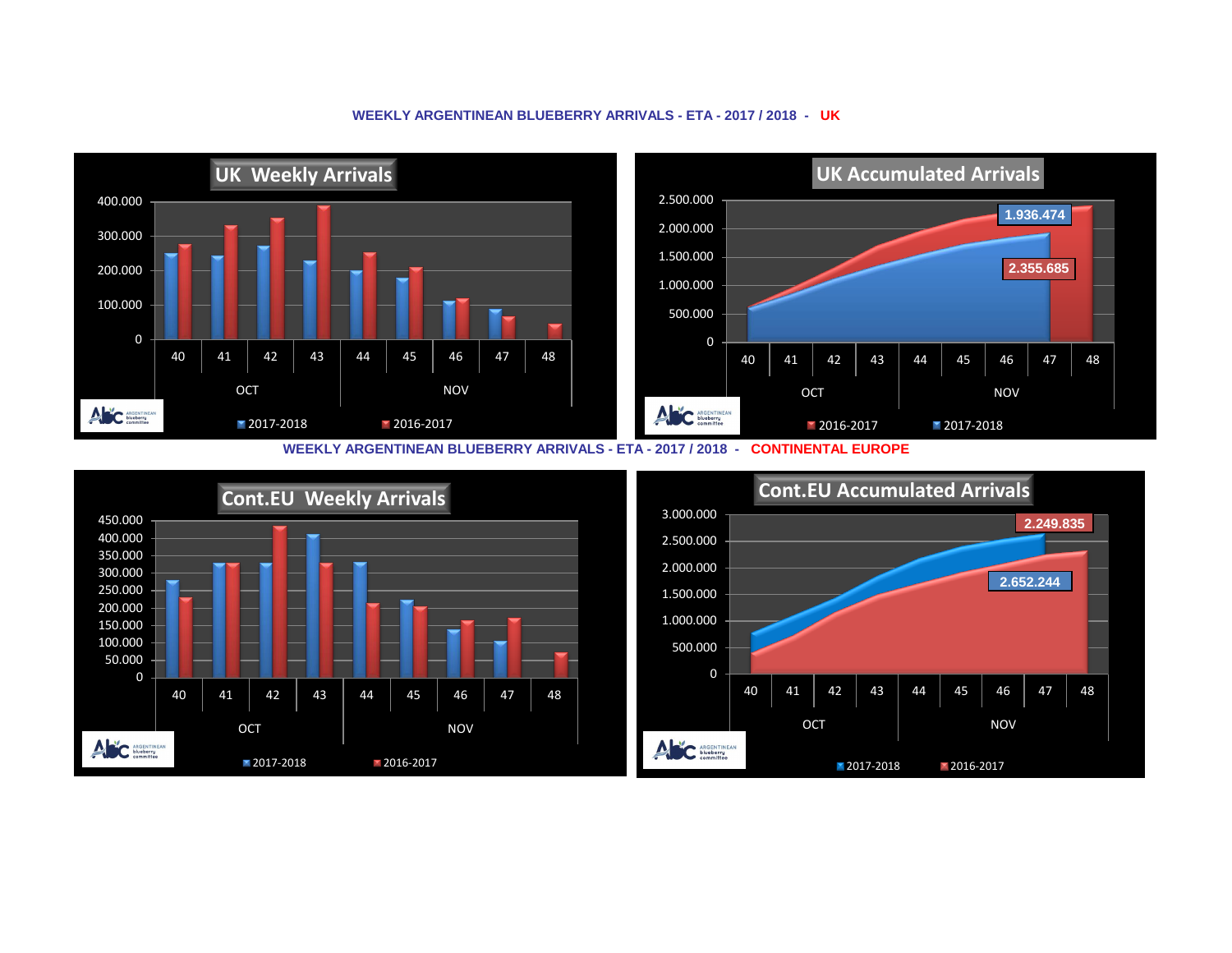## WEEKLY ARGENTINEAN BLUEBERRY ARRIVALS - ETA - 2017 / 2018 - UK

**UK Weekly Arrivals**

400.000
300.000
200.000
100.000
0

40 41 42 43 44 45 46 47 48

OCT NOV

2017-2018 2016-2017

**UK Accumulated Arrivals**

2.500.000
2.000.000
1.500.000
1.000.000
500.000
0

1.936.474

2.355.685

40 41 42 43 44 45 46 47 48

OCT NOV

2016-2017 2017-2018

## WEEKLY ARGENTINEAN BLUEBERRY ARRIVALS - ETA - 2017 / 2018 - CONTINENTAL EUROPE

**Cont.EU Weekly Arrivals**

450.000
400.000
350.000
300.000
250.000
200.000
150.000
100.000
50.000
0

40 41 42 43 44 45 46 47 48

OCT NOV

2017-2018 2016-2017

**Cont.EU Accumulated Arrivals**

3.000.000
2.500.000
2.000.000
1.500.000
1.000.000
500.000
0

2.249.835

2.652.244

40 41 42 43 44 45 46 47 48

OCT NOV

2017-2018 2016-2017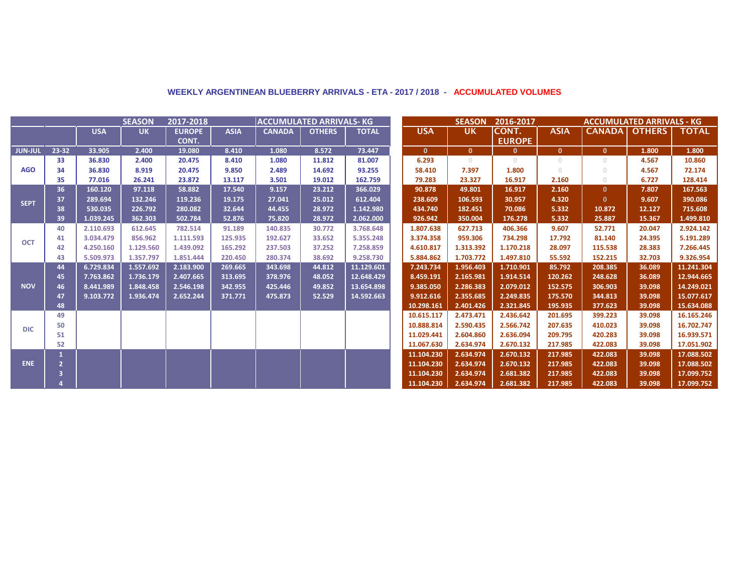**WEEKLY ARGENTINEAN BLUEBERRY ARRIVALS - ETA - 2017 / 2018 - ACCUMULATED VOLUMES**

| | | SEASON 2017-2018 | | | | ACCUMULATED ARRIVALS- KG | | | SEASON 2016-2017 | | | | ACCUMULATED ARRIVALS - KG | | |
|---|---|---|---|---|---|---|---|---|---|---|---|---|---|---|---|
| | | USA | UK | EUROPE CONT. | ASIA | CANADA | OTHERS | TOTAL | USA | UK | CONT. EUROPE | ASIA | CANADA | OTHERS | TOTAL |
| JUN-JUL | 23-32 | 33.905 | 2.400 | 19.080 | 8.410 | 1.080 | 8.572 | 73.447 | 0 | 0 | 0 | 0 | 0 | 1.800 | 1.800 |
| AGO | 33 | 36.830 | 2.400 | 20.475 | 8.410 | 1.080 | 11.812 | 81.007 | 6.293 | 0 | 0 | 0 | 0 | 4.567 | 10.860 |
| | 34 | 36.830 | 8.919 | 20.475 | 9.850 | 2.489 | 14.692 | 93.255 | 58.410 | 7.397 | 1.800 | 0 | 0 | 4.567 | 72.174 |
| | 35 | 77.016 | 26.241 | 23.872 | 13.117 | 3.501 | 19.012 | 162.759 | 79.283 | 23.327 | 16.917 | 2.160 | 0 | 6.727 | 128.414 |
| SEPT | 36 | 160.120 | 97.118 | 58.882 | 17.540 | 9.157 | 23.212 | 366.029 | 90.878 | 49.801 | 16.917 | 2.160 | 0 | 7.807 | 167.563 |
| | 37 | 289.694 | 132.246 | 119.236 | 19.175 | 27.041 | 25.012 | 612.404 | 238.609 | 106.593 | 30.957 | 4.320 | 0 | 9.607 | 390.086 |
| | 38 | 530.035 | 226.792 | 280.082 | 32.644 | 44.455 | 28.972 | 1.142.980 | 434.740 | 182.451 | 70.086 | 5.332 | 10.872 | 12.127 | 715.608 |
| | 39 | 1.039.245 | 362.303 | 502.784 | 52.876 | 75.820 | 28.972 | 2.062.000 | 926.942 | 350.004 | 176.278 | 5.332 | 25.887 | 15.367 | 1.499.810 |
| OCT | 40 | 2.110.693 | 612.645 | 782.514 | 91.189 | 140.835 | 30.772 | 3.768.648 | 1.807.638 | 627.713 | 406.366 | 9.607 | 52.771 | 20.047 | 2.924.142 |
| | 41 | 3.034.479 | 856.962 | 1.111.593 | 125.935 | 192.627 | 33.652 | 5.355.248 | 3.374.358 | 959.306 | 734.298 | 17.792 | 81.140 | 24.395 | 5.191.289 |
| | 42 | 4.250.160 | 1.129.560 | 1.439.092 | 165.292 | 237.503 | 37.252 | 7.258.859 | 4.610.817 | 1.313.392 | 1.170.218 | 28.097 | 115.538 | 28.383 | 7.266.445 |
| | 43 | 5.509.973 | 1.357.797 | 1.851.444 | 220.450 | 280.374 | 38.692 | 9.258.730 | 5.884.862 | 1.703.772 | 1.497.810 | 55.592 | 152.215 | 32.703 | 9.326.954 |
| NOV | 44 | 6.729.834 | 1.557.692 | 2.183.900 | 269.665 | 343.698 | 44.812 | 11.129.601 | 7.243.734 | 1.956.403 | 1.710.901 | 85.792 | 208.385 | 36.089 | 11.241.304 |
| | 45 | 7.763.862 | 1.736.179 | 2.407.665 | 313.695 | 378.976 | 48.052 | 12.648.429 | 8.459.191 | 2.165.981 | 1.914.514 | 120.262 | 248.628 | 36.089 | 12.944.665 |
| | 46 | 8.441.989 | 1.848.458 | 2.546.198 | 342.955 | 425.446 | 49.852 | 13.654.898 | 9.385.050 | 2.286.383 | 2.079.012 | 152.575 | 306.903 | 39.098 | 14.249.021 |
| | 47 | 9.103.772 | 1.936.474 | 2.652.244 | 371.771 | 475.873 | 52.529 | 14.592.663 | 9.912.616 | 2.355.685 | 2.249.835 | 175.570 | 344.813 | 39.098 | 15.077.617 |
| | 48 | | | | | | | | 10.298.161 | 2.401.426 | 2.321.845 | 195.935 | 377.623 | 39.098 | 15.634.088 |
| DIC | 49 | | | | | | | | 10.615.117 | 2.473.471 | 2.436.642 | 201.695 | 399.223 | 39.098 | 16.165.246 |
| | 50 | | | | | | | | 10.888.814 | 2.590.435 | 2.566.742 | 207.635 | 410.023 | 39.098 | 16.702.747 |
| | 51 | | | | | | | | 11.029.441 | 2.604.860 | 2.636.094 | 209.795 | 420.283 | 39.098 | 16.939.571 |
| | 52 | | | | | | | | 11.067.630 | 2.634.974 | 2.670.132 | 217.985 | 422.083 | 39.098 | 17.051.902 |
| ENE | 1 | | | | | | | | 11.104.230 | 2.634.974 | 2.670.132 | 217.985 | 422.083 | 39.098 | 17.088.502 |
| | 2 | | | | | | | | 11.104.230 | 2.634.974 | 2.670.132 | 217.985 | 422.083 | 39.098 | 17.088.502 |
| | 3 | | | | | | | | 11.104.230 | 2.634.974 | 2.681.382 | 217.985 | 422.083 | 39.098 | 17.099.752 |
| | 4 | | | | | | | | 11.104.230 | 2.634.974 | 2.681.382 | 217.985 | 422.083 | 39.098 | 17.099.752 |